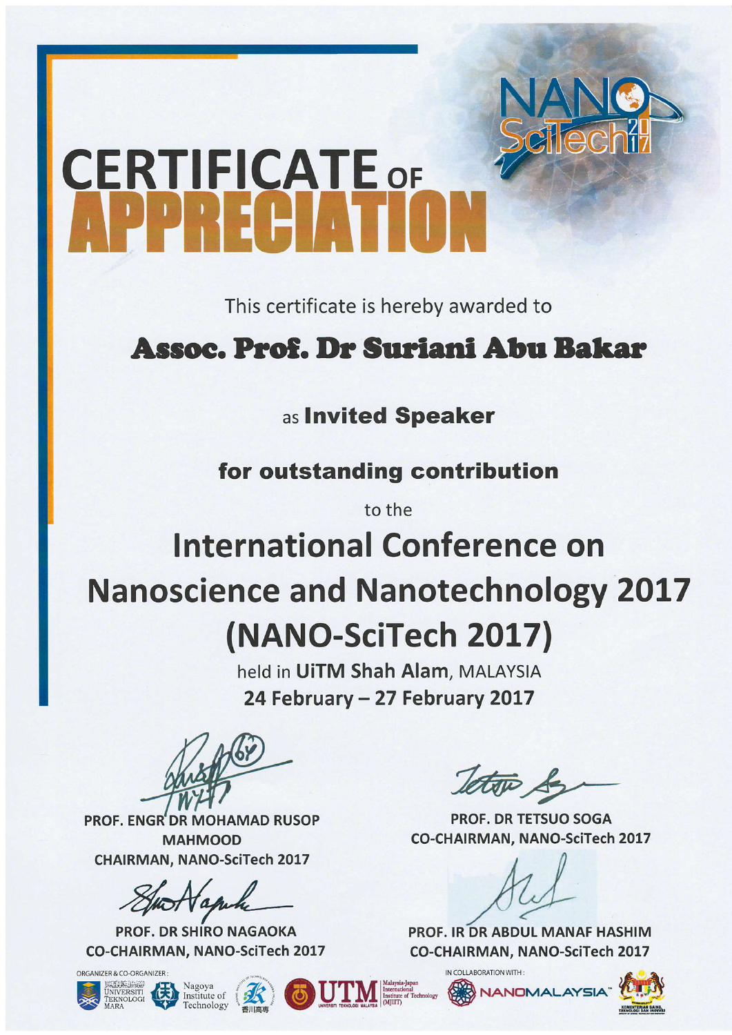# CERTIFICATE OF APPRECIATION

This certificate is hereby awarded to

## Assoc. Prof. Dr Suriani Abu Bakar

as **Invited Speaker**

**for outstanding contribution**

to the

## International Conference on Nanoscience and Nanotechnology 2017 (NANO-SciTech 2017)

held in **UiTM Shah Alam**, MALAYSIA

**24 February – 27 February 2017**

**PROF. ENGR DR MOHAMAD RUSOP MAHMOOD**
**CHAIRMAN, NANO-SciTech 2017**

**PROF. DR TETSUO SOGA**
**CO-CHAIRMAN, NANO-SciTech 2017**

**PROF. DR SHIRO NAGAOKA**
**CO-CHAIRMAN, NANO-SciTech 2017**

**PROF. IR DR ABDUL MANAF HASHIM**
**CO-CHAIRMAN, NANO-SciTech 2017**

ORGANIZER & CO-ORGANIZER: Universiti Teknologi MARA, Nagoya Institute of Technology, 香川高専, UTM Universiti Teknologi Malaysia, Malaysia-Japan International Institute of Technology (MJIIT)

IN COLLABORATION WITH: NANOMALAYSIA, Kementerian Sains, Teknologi dan Inovasi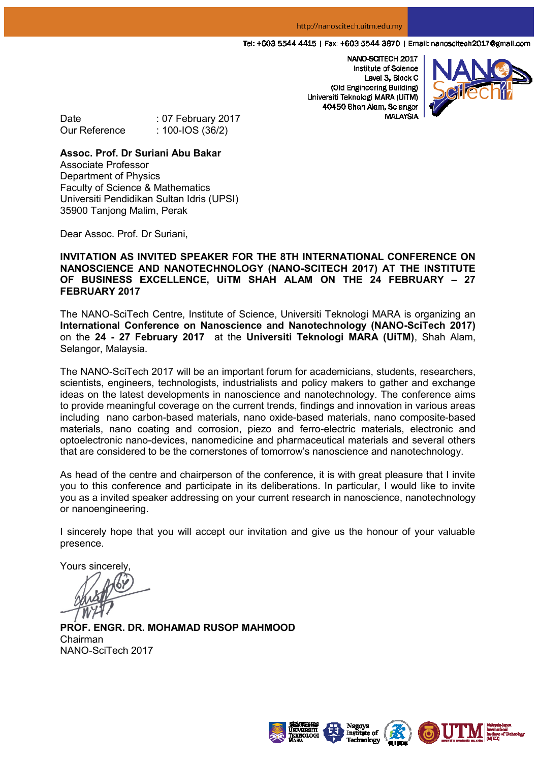http://nanoscitech.uitm.edu.my

Tel: +603 5544 4415 | Fax: +603 5544 3870 | Email: nanoscitech2017@gmail.com

NANO-SCITECH 2017
Institute of Science
Level 3, Block C
(Old Engineering Building)
Universiti Teknologi MARA (UiTM)
40450 Shah Alam, Selangor
MALAYSIA

Date : 07 February 2017
Our Reference : 100-IOS (36/2)

**Assoc. Prof. Dr Suriani Abu Bakar**
Associate Professor
Department of Physics
Faculty of Science & Mathematics
Universiti Pendidikan Sultan Idris (UPSI)
35900 Tanjong Malim, Perak

Dear Assoc. Prof. Dr Suriani,

**INVITATION AS INVITED SPEAKER FOR THE 8TH INTERNATIONAL CONFERENCE ON NANOSCIENCE AND NANOTECHNOLOGY (NANO-SCITECH 2017) AT THE INSTITUTE OF BUSINESS EXCELLENCE, UiTM SHAH ALAM ON THE 24 FEBRUARY – 27 FEBRUARY 2017**

The NANO-SciTech Centre, Institute of Science, Universiti Teknologi MARA is organizing an **International Conference on Nanoscience and Nanotechnology (NANO-SciTech 2017)** on the **24 - 27 February 2017** at the **Universiti Teknologi MARA (UiTM)**, Shah Alam, Selangor, Malaysia.

The NANO-SciTech 2017 will be an important forum for academicians, students, researchers, scientists, engineers, technologists, industrialists and policy makers to gather and exchange ideas on the latest developments in nanoscience and nanotechnology. The conference aims to provide meaningful coverage on the current trends, findings and innovation in various areas including nano carbon-based materials, nano oxide-based materials, nano composite-based materials, nano coating and corrosion, piezo and ferro-electric materials, electronic and optoelectronic nano-devices, nanomedicine and pharmaceutical materials and several others that are considered to be the cornerstones of tomorrow's nanoscience and nanotechnology.

As head of the centre and chairperson of the conference, it is with great pleasure that I invite you to this conference and participate in its deliberations. In particular, I would like to invite you as a invited speaker addressing on your current research in nanoscience, nanotechnology or nanoengineering.

I sincerely hope that you will accept our invitation and give us the honour of your valuable presence.

Yours sincerely,

**PROF. ENGR. DR. MOHAMAD RUSOP MAHMOOD**
Chairman
NANO-SciTech 2017